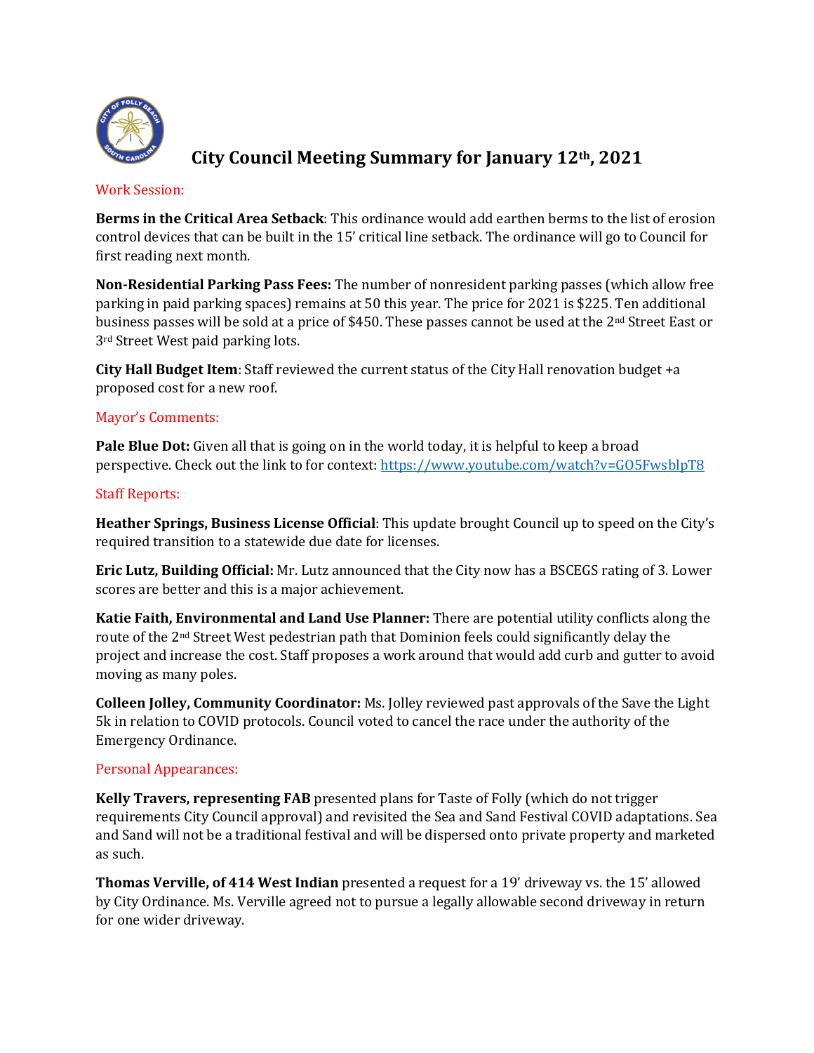# City Council Meeting Summary for January 12th, 2021

## Work Session:

**Berms in the Critical Area Setback**: This ordinance would add earthen berms to the list of erosion control devices that can be built in the 15' critical line setback. The ordinance will go to Council for first reading next month.

**Non-Residential Parking Pass Fees:** The number of nonresident parking passes (which allow free parking in paid parking spaces) remains at 50 this year. The price for 2021 is $225. Ten additional business passes will be sold at a price of $450. These passes cannot be used at the 2nd Street East or 3rd Street West paid parking lots.

**City Hall Budget Item**: Staff reviewed the current status of the City Hall renovation budget +a proposed cost for a new roof.

## Mayor's Comments:

**Pale Blue Dot:** Given all that is going on in the world today, it is helpful to keep a broad perspective. Check out the link to for context: https://www.youtube.com/watch?v=GO5FwsblpT8

## Staff Reports:

**Heather Springs, Business License Official**: This update brought Council up to speed on the City's required transition to a statewide due date for licenses.

**Eric Lutz, Building Official:** Mr. Lutz announced that the City now has a BSCEGS rating of 3. Lower scores are better and this is a major achievement.

**Katie Faith, Environmental and Land Use Planner:** There are potential utility conflicts along the route of the 2nd Street West pedestrian path that Dominion feels could significantly delay the project and increase the cost. Staff proposes a work around that would add curb and gutter to avoid moving as many poles.

**Colleen Jolley, Community Coordinator:** Ms. Jolley reviewed past approvals of the Save the Light 5k in relation to COVID protocols. Council voted to cancel the race under the authority of the Emergency Ordinance.

## Personal Appearances:

**Kelly Travers, representing FAB** presented plans for Taste of Folly (which do not trigger requirements City Council approval) and revisited the Sea and Sand Festival COVID adaptations. Sea and Sand will not be a traditional festival and will be dispersed onto private property and marketed as such.

**Thomas Verville, of 414 West Indian** presented a request for a 19' driveway vs. the 15' allowed by City Ordinance. Ms. Verville agreed not to pursue a legally allowable second driveway in return for one wider driveway.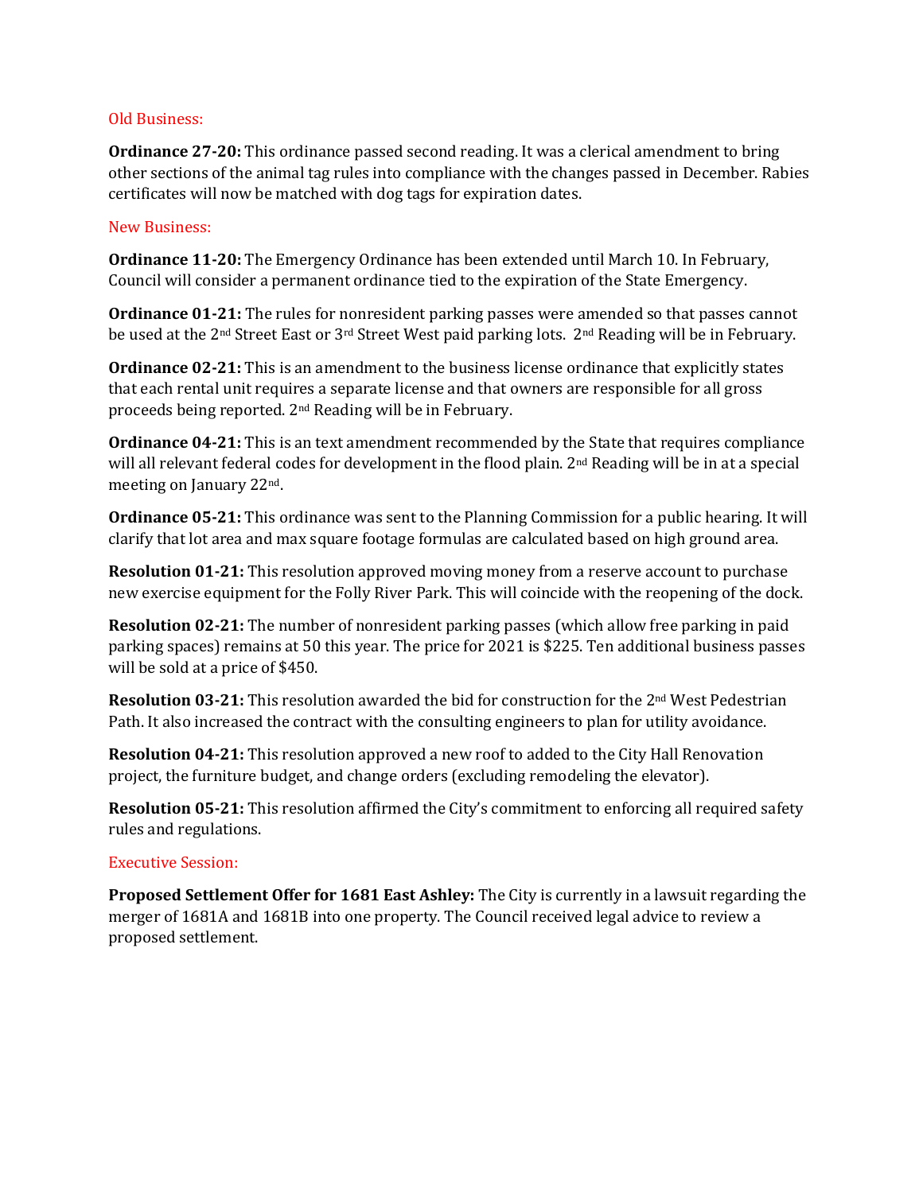## Old Business:

**Ordinance 27-20:** This ordinance passed second reading. It was a clerical amendment to bring other sections of the animal tag rules into compliance with the changes passed in December. Rabies certificates will now be matched with dog tags for expiration dates.

## New Business:

**Ordinance 11-20:** The Emergency Ordinance has been extended until March 10. In February, Council will consider a permanent ordinance tied to the expiration of the State Emergency.

**Ordinance 01-21:** The rules for nonresident parking passes were amended so that passes cannot be used at the 2nd Street East or 3rd Street West paid parking lots. 2nd Reading will be in February.

**Ordinance 02-21:** This is an amendment to the business license ordinance that explicitly states that each rental unit requires a separate license and that owners are responsible for all gross proceeds being reported. 2nd Reading will be in February.

**Ordinance 04-21:** This is an text amendment recommended by the State that requires compliance will all relevant federal codes for development in the flood plain. 2nd Reading will be in at a special meeting on January 22nd.

**Ordinance 05-21:** This ordinance was sent to the Planning Commission for a public hearing. It will clarify that lot area and max square footage formulas are calculated based on high ground area.

**Resolution 01-21:** This resolution approved moving money from a reserve account to purchase new exercise equipment for the Folly River Park. This will coincide with the reopening of the dock.

**Resolution 02-21:** The number of nonresident parking passes (which allow free parking in paid parking spaces) remains at 50 this year. The price for 2021 is $225. Ten additional business passes will be sold at a price of $450.

**Resolution 03-21:** This resolution awarded the bid for construction for the 2nd West Pedestrian Path. It also increased the contract with the consulting engineers to plan for utility avoidance.

**Resolution 04-21:** This resolution approved a new roof to added to the City Hall Renovation project, the furniture budget, and change orders (excluding remodeling the elevator).

**Resolution 05-21:** This resolution affirmed the City's commitment to enforcing all required safety rules and regulations.

## Executive Session:

**Proposed Settlement Offer for 1681 East Ashley:** The City is currently in a lawsuit regarding the merger of 1681A and 1681B into one property. The Council received legal advice to review a proposed settlement.